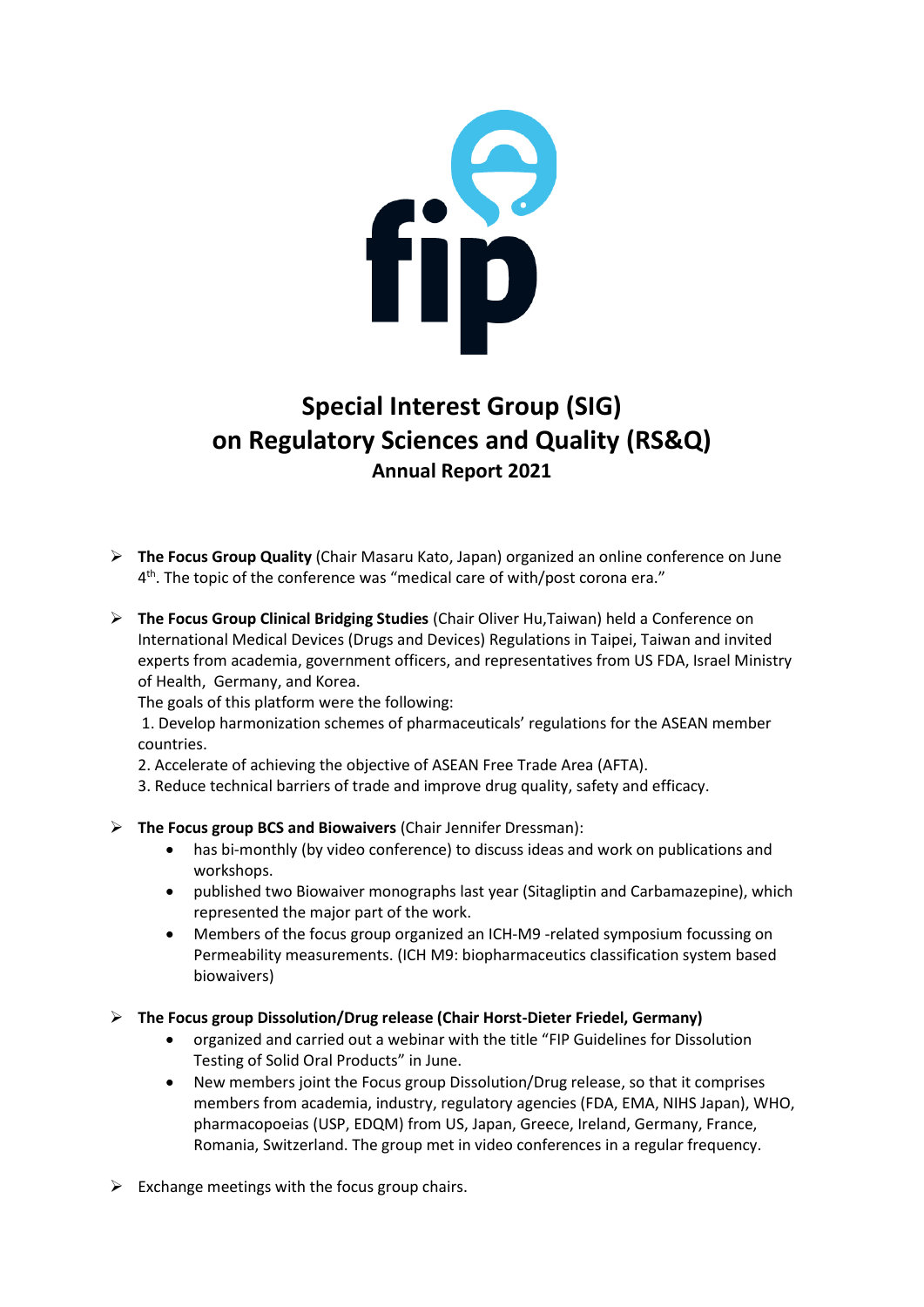# Special Interest Group (SIG) on Regulatory Sciences and Quality (RS&Q)

## Annual Report 2021

- **The Focus Group Quality** (Chair Masaru Kato, Japan) organized an online conference on June 4th. The topic of the conference was "medical care of with/post corona era."

- **The Focus Group Clinical Bridging Studies** (Chair Oliver Hu,Taiwan) held a Conference on International Medical Devices (Drugs and Devices) Regulations in Taipei, Taiwan and invited experts from academia, government officers, and representatives from US FDA, Israel Ministry of Health, Germany, and Korea.
  The goals of this platform were the following:
  1. Develop harmonization schemes of pharmaceuticals' regulations for the ASEAN member countries.
  2. Accelerate of achieving the objective of ASEAN Free Trade Area (AFTA).
  3. Reduce technical barriers of trade and improve drug quality, safety and efficacy.

- **The Focus group BCS and Biowaivers** (Chair Jennifer Dressman):
  - has bi-monthly (by video conference) to discuss ideas and work on publications and workshops.
  - published two Biowaiver monographs last year (Sitagliptin and Carbamazepine), which represented the major part of the work.
  - Members of the focus group organized an ICH-M9 -related symposium focussing on Permeability measurements. (ICH M9: biopharmaceutics classification system based biowaivers)

- **The Focus group Dissolution/Drug release (Chair Horst-Dieter Friedel, Germany)**
  - organized and carried out a webinar with the title "FIP Guidelines for Dissolution Testing of Solid Oral Products" in June.
  - New members joint the Focus group Dissolution/Drug release, so that it comprises members from academia, industry, regulatory agencies (FDA, EMA, NIHS Japan), WHO, pharmacopoeias (USP, EDQM) from US, Japan, Greece, Ireland, Germany, France, Romania, Switzerland. The group met in video conferences in a regular frequency.

- Exchange meetings with the focus group chairs.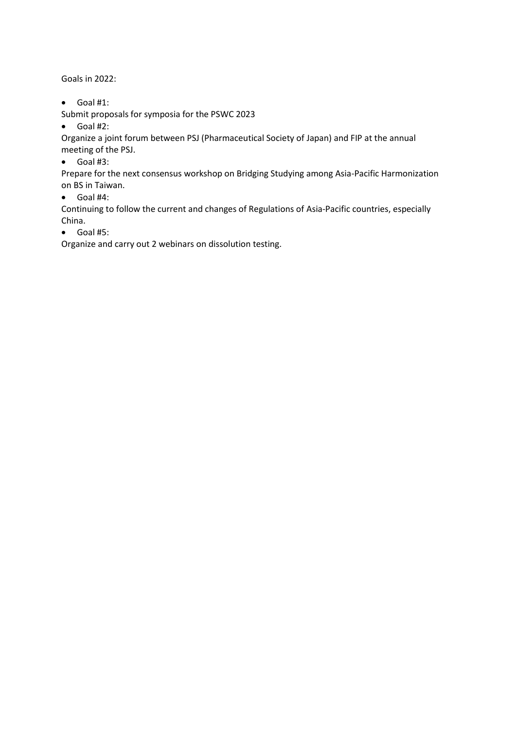Goals in 2022:

- Goal #1:

Submit proposals for symposia for the PSWC 2023

- Goal #2:

Organize a joint forum between PSJ (Pharmaceutical Society of Japan) and FIP at the annual meeting of the PSJ.

- Goal #3:

Prepare for the next consensus workshop on Bridging Studying among Asia-Pacific Harmonization on BS in Taiwan.

- Goal #4:

Continuing to follow the current and changes of Regulations of Asia-Pacific countries, especially China.

- Goal #5:

Organize and carry out 2 webinars on dissolution testing.